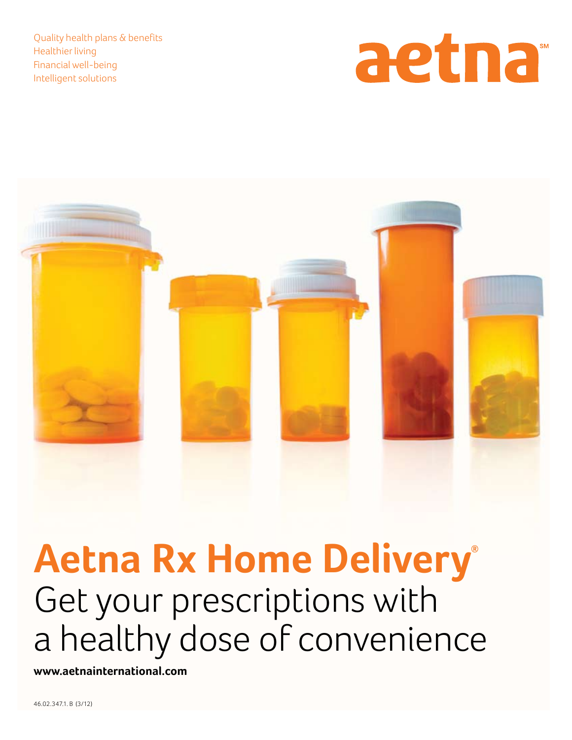Quality health plans & benefits
Healthier living
Financial well-being
Intelligent solutions

aetna[SM]

# Aetna Rx Home Delivery®

## Get your prescriptions with a healthy dose of convenience

**www.aetnainternational.com**

46.02.347.1. B (3/12)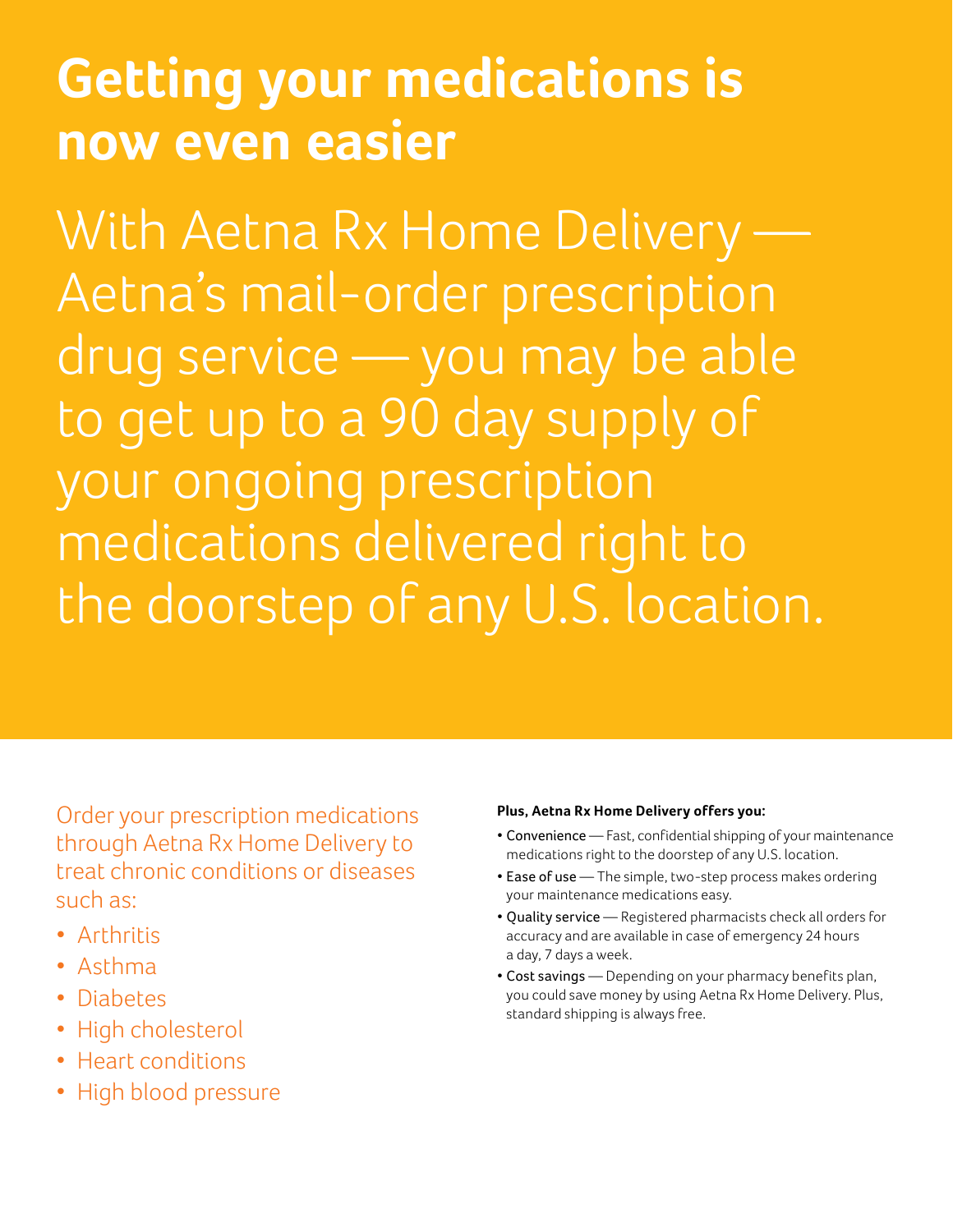# Getting your medications is now even easier

With Aetna Rx Home Delivery — Aetna's mail-order prescription drug service — you may be able to get up to a 90 day supply of your ongoing prescription medications delivered right to the doorstep of any U.S. location.

Order your prescription medications through Aetna Rx Home Delivery to treat chronic conditions or diseases such as:

- Arthritis
- Asthma
- Diabetes
- High cholesterol
- Heart conditions
- High blood pressure

**Plus, Aetna Rx Home Delivery offers you:**

- Convenience — Fast, confidential shipping of your maintenance medications right to the doorstep of any U.S. location.
- Ease of use — The simple, two-step process makes ordering your maintenance medications easy.
- Quality service — Registered pharmacists check all orders for accuracy and are available in case of emergency 24 hours a day, 7 days a week.
- Cost savings — Depending on your pharmacy benefits plan, you could save money by using Aetna Rx Home Delivery. Plus, standard shipping is always free.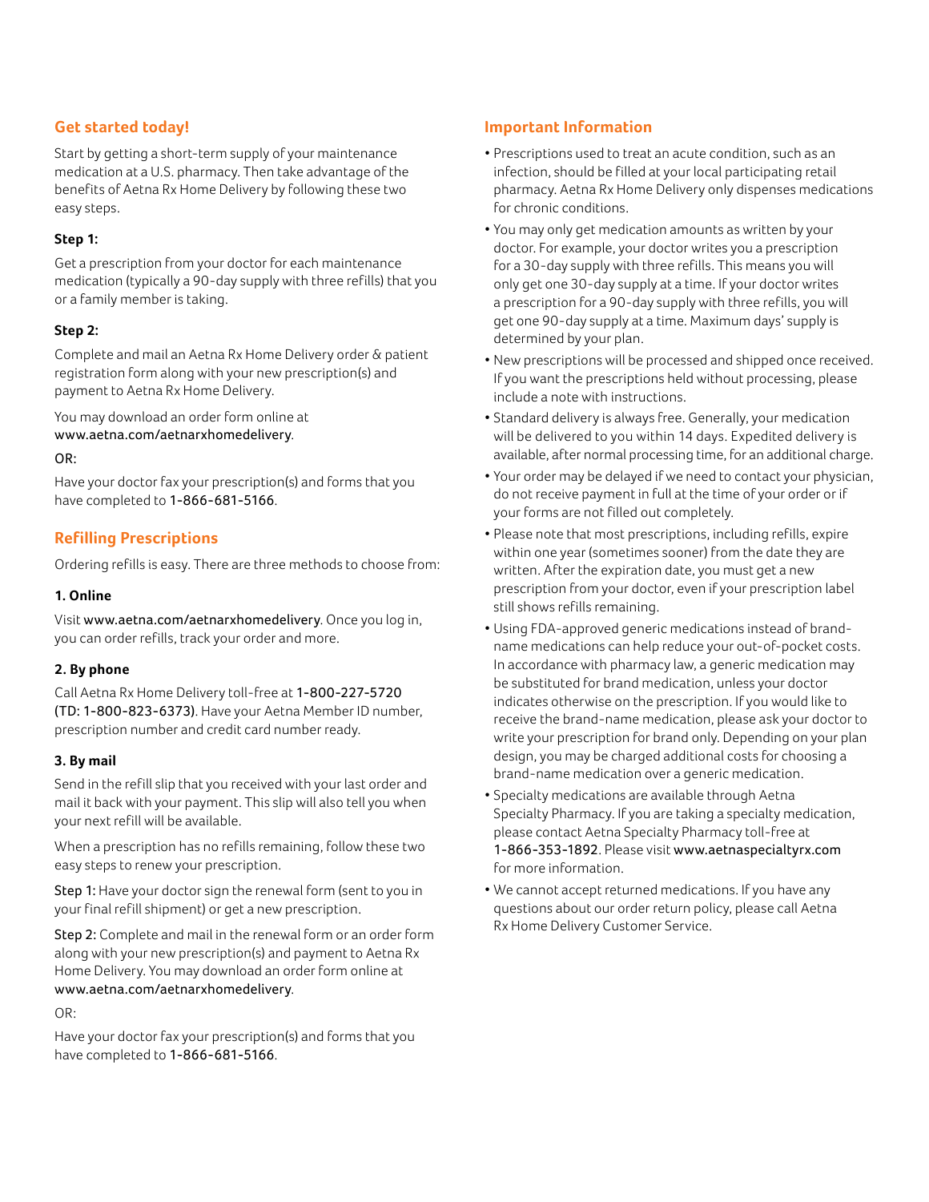## Get started today!

Start by getting a short-term supply of your maintenance medication at a U.S. pharmacy. Then take advantage of the benefits of Aetna Rx Home Delivery by following these two easy steps.

**Step 1:**

Get a prescription from your doctor for each maintenance medication (typically a 90-day supply with three refills) that you or a family member is taking.

**Step 2:**

Complete and mail an Aetna Rx Home Delivery order & patient registration form along with your new prescription(s) and payment to Aetna Rx Home Delivery.

You may download an order form online at www.aetna.com/aetnarxhomedelivery.

OR:

Have your doctor fax your prescription(s) and forms that you have completed to 1-866-681-5166.

## Refilling Prescriptions

Ordering refills is easy. There are three methods to choose from:

**1. Online**

Visit www.aetna.com/aetnarxhomedelivery. Once you log in, you can order refills, track your order and more.

**2. By phone**

Call Aetna Rx Home Delivery toll-free at 1-800-227-5720 (TD: 1-800-823-6373). Have your Aetna Member ID number, prescription number and credit card number ready.

**3. By mail**

Send in the refill slip that you received with your last order and mail it back with your payment. This slip will also tell you when your next refill will be available.

When a prescription has no refills remaining, follow these two easy steps to renew your prescription.

Step 1: Have your doctor sign the renewal form (sent to you in your final refill shipment) or get a new prescription.

Step 2: Complete and mail in the renewal form or an order form along with your new prescription(s) and payment to Aetna Rx Home Delivery. You may download an order form online at www.aetna.com/aetnarxhomedelivery.

OR:

Have your doctor fax your prescription(s) and forms that you have completed to 1-866-681-5166.

## Important Information

- Prescriptions used to treat an acute condition, such as an infection, should be filled at your local participating retail pharmacy. Aetna Rx Home Delivery only dispenses medications for chronic conditions.
- You may only get medication amounts as written by your doctor. For example, your doctor writes you a prescription for a 30-day supply with three refills. This means you will only get one 30-day supply at a time. If your doctor writes a prescription for a 90-day supply with three refills, you will get one 90-day supply at a time. Maximum days' supply is determined by your plan.
- New prescriptions will be processed and shipped once received. If you want the prescriptions held without processing, please include a note with instructions.
- Standard delivery is always free. Generally, your medication will be delivered to you within 14 days. Expedited delivery is available, after normal processing time, for an additional charge.
- Your order may be delayed if we need to contact your physician, do not receive payment in full at the time of your order or if your forms are not filled out completely.
- Please note that most prescriptions, including refills, expire within one year (sometimes sooner) from the date they are written. After the expiration date, you must get a new prescription from your doctor, even if your prescription label still shows refills remaining.
- Using FDA-approved generic medications instead of brand-name medications can help reduce your out-of-pocket costs. In accordance with pharmacy law, a generic medication may be substituted for brand medication, unless your doctor indicates otherwise on the prescription. If you would like to receive the brand-name medication, please ask your doctor to write your prescription for brand only. Depending on your plan design, you may be charged additional costs for choosing a brand-name medication over a generic medication.
- Specialty medications are available through Aetna Specialty Pharmacy. If you are taking a specialty medication, please contact Aetna Specialty Pharmacy toll-free at 1-866-353-1892. Please visit www.aetnaspecialtyrx.com for more information.
- We cannot accept returned medications. If you have any questions about our order return policy, please call Aetna Rx Home Delivery Customer Service.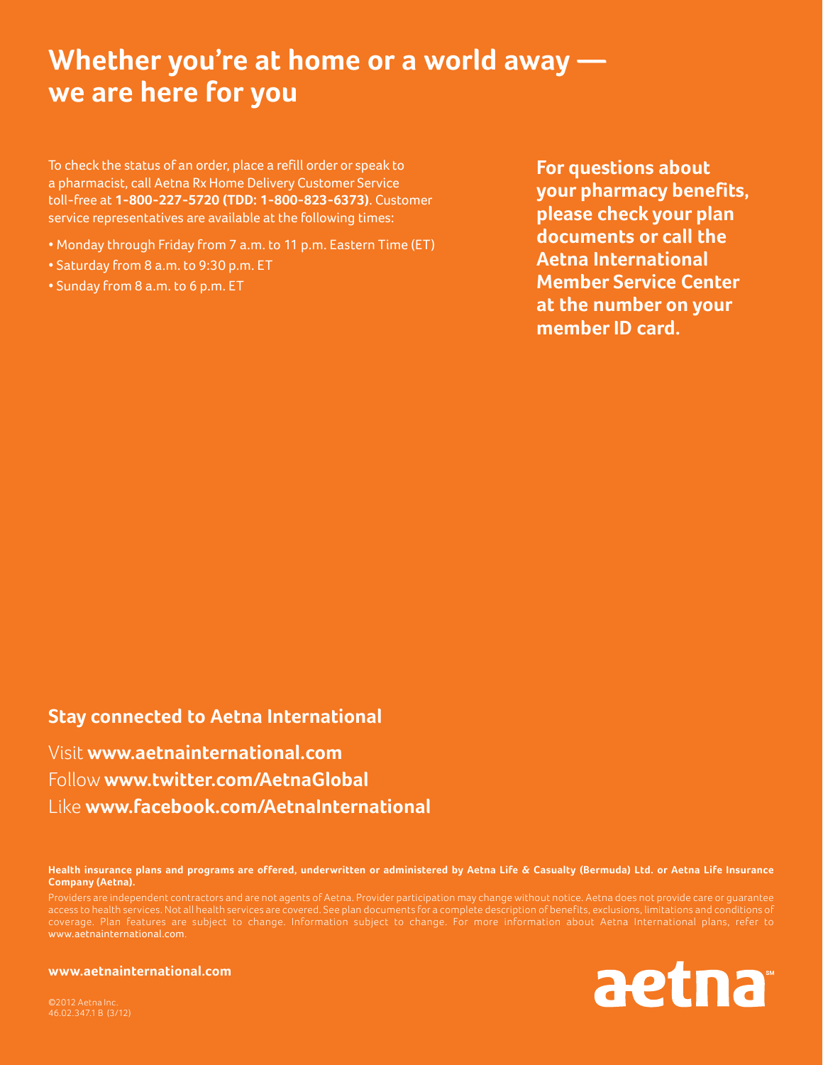# Whether you're at home or a world away — we are here for you

To check the status of an order, place a refill order or speak to a pharmacist, call Aetna Rx Home Delivery Customer Service toll-free at **1-800-227-5720 (TDD: 1-800-823-6373)**. Customer service representatives are available at the following times:

- Monday through Friday from 7 a.m. to 11 p.m. Eastern Time (ET)
- Saturday from 8 a.m. to 9:30 p.m. ET
- Sunday from 8 a.m. to 6 p.m. ET

**For questions about your pharmacy benefits, please check your plan documents or call the Aetna International Member Service Center at the number on your member ID card.**

## Stay connected to Aetna International

Visit **www.aetnainternational.com**

Follow **www.twitter.com/AetnaGlobal**

Like **www.facebook.com/AetnaInternational**

**Health insurance plans and programs are offered, underwritten or administered by Aetna Life & Casualty (Bermuda) Ltd. or Aetna Life Insurance Company (Aetna).**

Providers are independent contractors and are not agents of Aetna. Provider participation may change without notice. Aetna does not provide care or guarantee access to health services. Not all health services are covered. See plan documents for a complete description of benefits, exclusions, limitations and conditions of coverage. Plan features are subject to change. Information subject to change. For more information about Aetna International plans, refer to www.aetnainternational.com.

**www.aetnainternational.com**

aetna℠

©2012 Aetna Inc.
46.02.347.1 B (3/12)